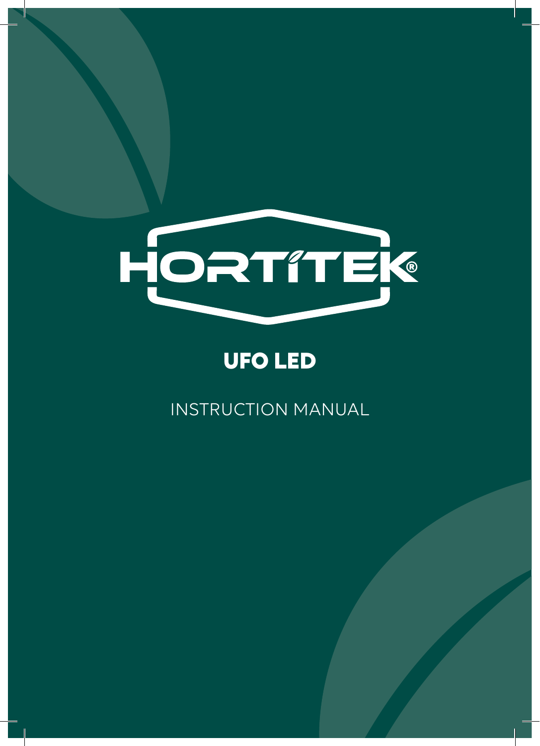# HORTITEK®

## UFO LED

INSTRUCTION MANUAL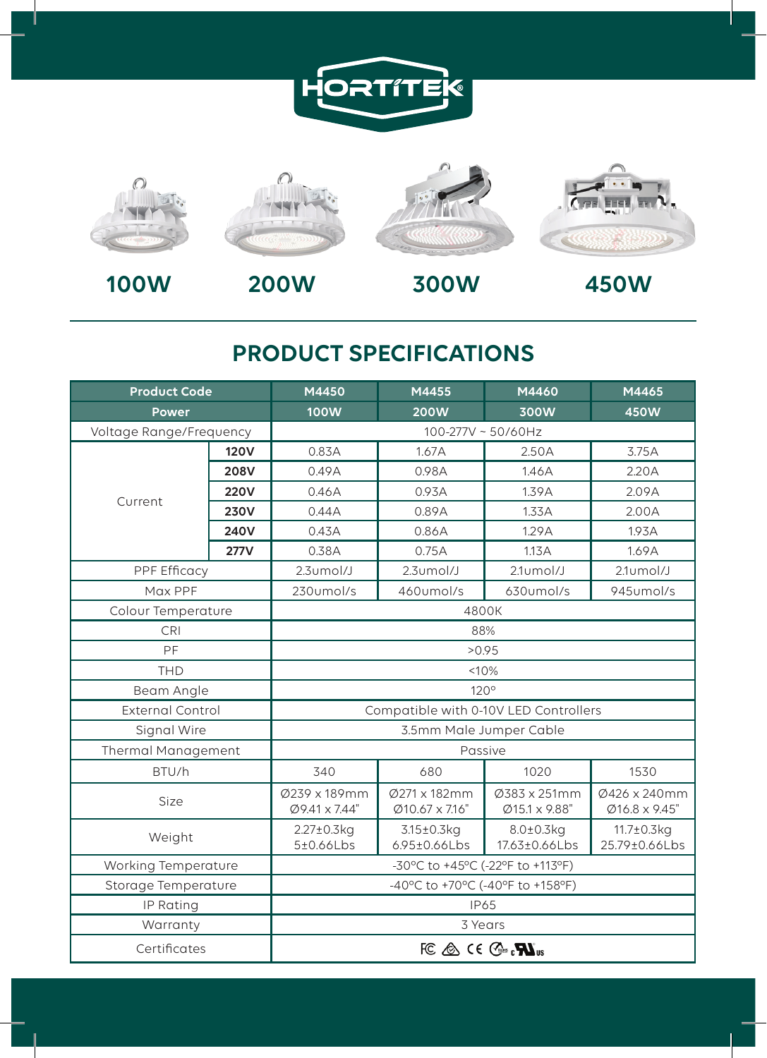HORTITEK

100W | 200W | 300W | 450W

## PRODUCT SPECIFICATIONS

| Product Code | | M4450 | M4455 | M4460 | M4465 |
|---|---|---|---|---|---|
| Power | | 100W | 200W | 300W | 450W |
| Voltage Range/Frequency | | 100-277V ~ 50/60Hz | | | |
| Current | 120V | 0.83A | 1.67A | 2.50A | 3.75A |
| | 208V | 0.49A | 0.98A | 1.46A | 2.20A |
| | 220V | 0.46A | 0.93A | 1.39A | 2.09A |
| | 230V | 0.44A | 0.89A | 1.33A | 2.00A |
| | 240V | 0.43A | 0.86A | 1.29A | 1.93A |
| | 277V | 0.38A | 0.75A | 1.13A | 1.69A |
| PPF Efficacy | | 2.3umol/J | 2.3umol/J | 2.1umol/J | 2.1umol/J |
| Max PPF | | 230umol/s | 460umol/s | 630umol/s | 945umol/s |
| Colour Temperature | | 4800K | | | |
| CRI | | 88% | | | |
| PF | | >0.95 | | | |
| THD | | <10% | | | |
| Beam Angle | | 120° | | | |
| External Control | | Compatible with 0-10V LED Controllers | | | |
| Signal Wire | | 3.5mm Male Jumper Cable | | | |
| Thermal Management | | Passive | | | |
| BTU/h | | 340 | 680 | 1020 | 1530 |
| Size | | Ø239 x 189mm Ø9.41 x 7.44" | Ø271 x 182mm Ø10.67 x 7.16" | Ø383 x 251mm Ø15.1 x 9.88" | Ø426 x 240mm Ø16.8 x 9.45" |
| Weight | | 2.27±0.3kg 5±0.66Lbs | 3.15±0.3kg 6.95±0.66Lbs | 8.0±0.3kg 17.63±0.66Lbs | 11.7±0.3kg 25.79±0.66Lbs |
| Working Temperature | | -30°C to +45°C (-22°F to +113°F) | | | |
| Storage Temperature | | -40°C to +70°C (-40°F to +158°F) | | | |
| IP Rating | | IP65 | | | |
| Warranty | | 3 Years | | | |
| Certificates | | FC, CE, RoHS, cULus | | | |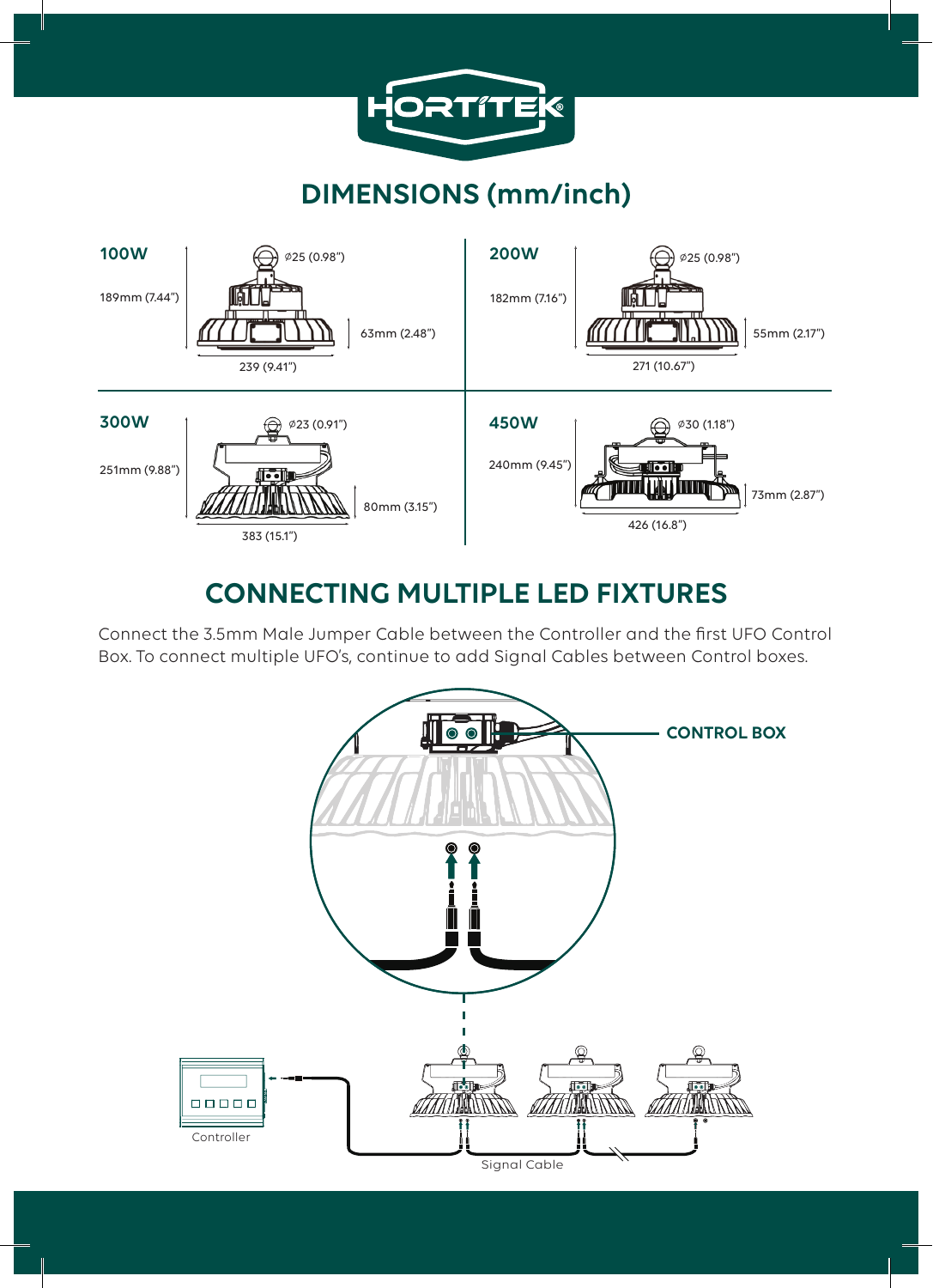# DIMENSIONS (mm/inch)

### 100W

189mm (7.44")

Ø25 (0.98")

63mm (2.48")

239 (9.41")

### 200W

182mm (7.16")

Ø25 (0.98")

55mm (2.17")

271 (10.67")

### 300W

251mm (9.88")

Ø23 (0.91")

80mm (3.15")

383 (15.1")

### 450W

240mm (9.45")

Ø30 (1.18")

73mm (2.87")

426 (16.8")

# CONNECTING MULTIPLE LED FIXTURES

Connect the 3.5mm Male Jumper Cable between the Controller and the first UFO Control Box. To connect multiple UFO's, continue to add Signal Cables between Control boxes.

CONTROL BOX

Controller

Signal Cable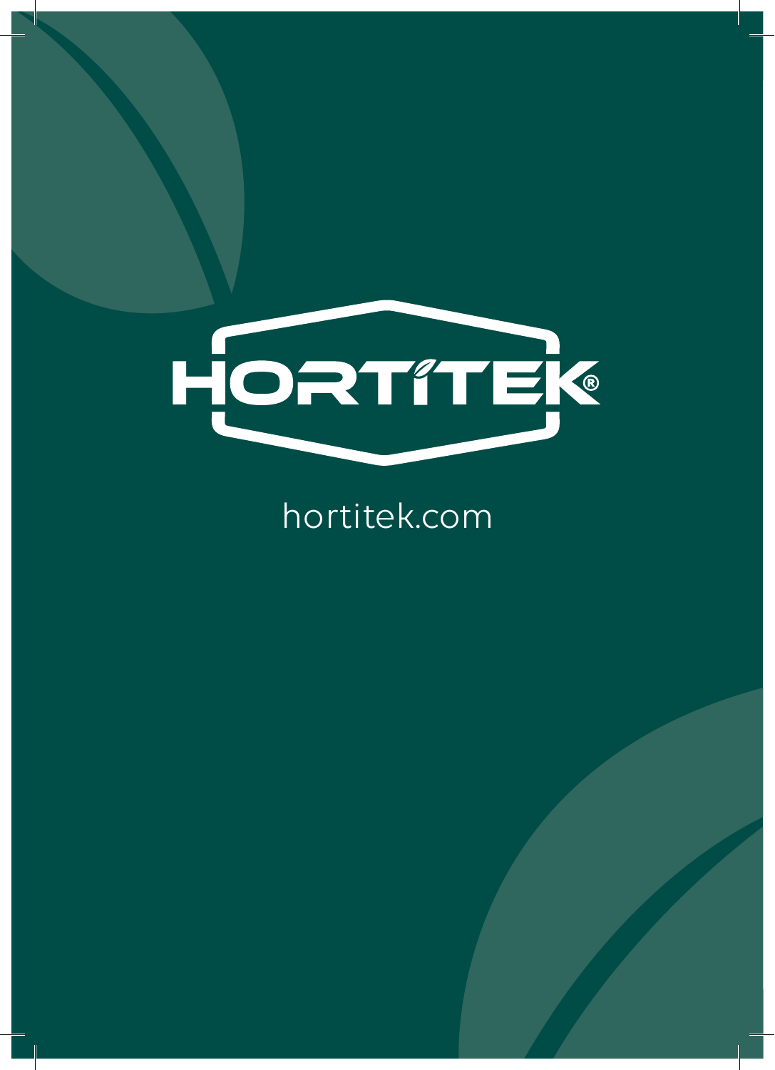HORTITEK®

hortitek.com